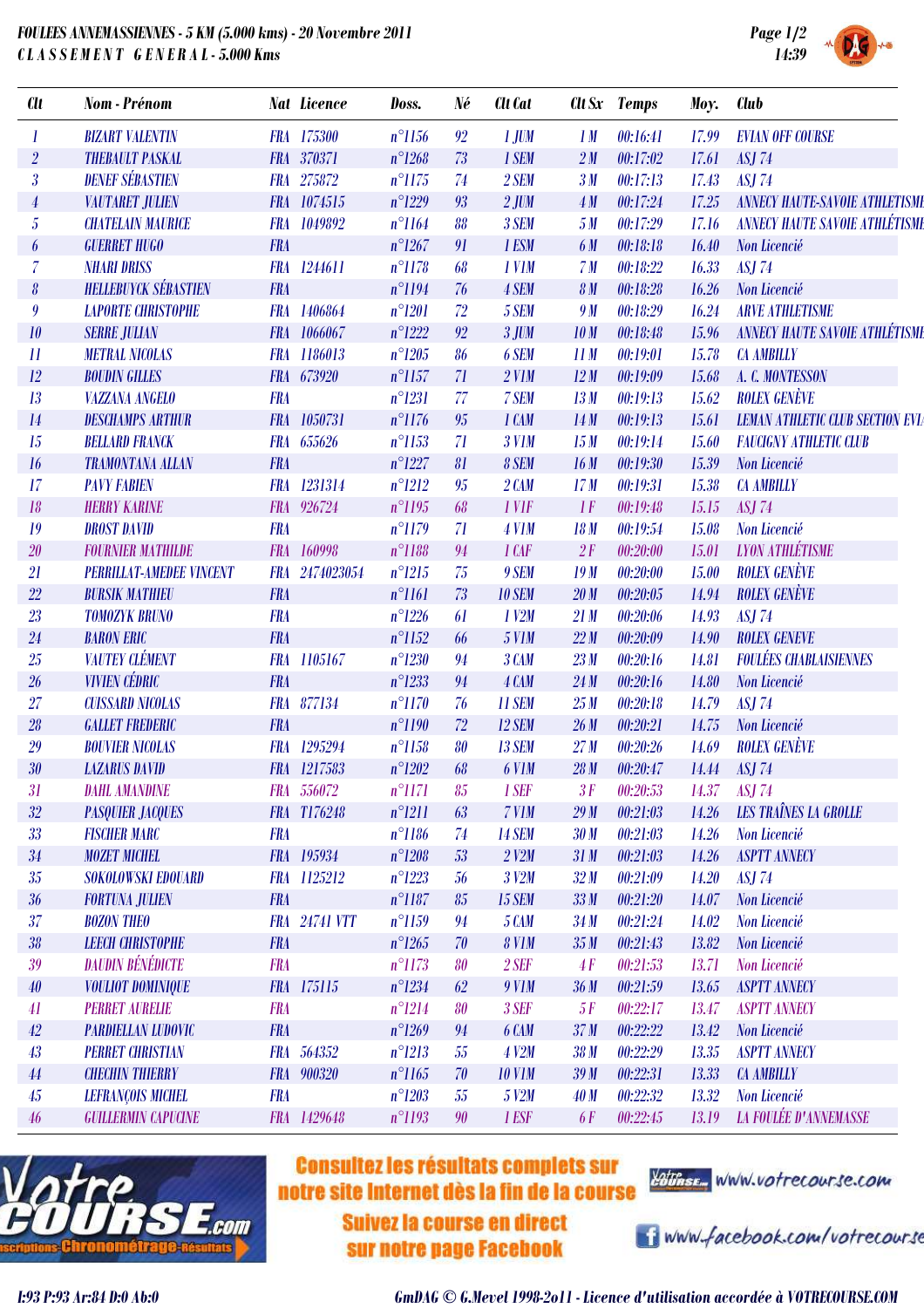# FOULEES ANNEMASSIENNES - 5 KM (5.000 kms) - 20 Novembre 2011

**CLASSEMENT GENERAL - 5.000 Kms**

| Clt | Nom - Prénom | Nat | Licence | Doss. | Né | Clt Cat | Clt Sx | Temps | Moy. | Club |
|---|---|---|---|---|---|---|---|---|---|---|
| 1 | BIZART VALENTIN | FRA | 175300 | n°1156 | 92 | 1 JUM | 1 M | 00:16:41 | 17.99 | EVIAN OFF COURSE |
| 2 | THEBAULT PASKAL | FRA | 370371 | n°1268 | 73 | 1 SEM | 2 M | 00:17:02 | 17.61 | ASJ 74 |
| 3 | DENEF SÉBASTIEN | FRA | 275872 | n°1175 | 74 | 2 SEM | 3 M | 00:17:13 | 17.43 | ASJ 74 |
| 4 | VAUTARET JULIEN | FRA | 1074515 | n°1229 | 93 | 2 JUM | 4 M | 00:17:24 | 17.25 | ANNECY HAUTE-SAVOIE ATHLETISME |
| 5 | CHATELAIN MAURICE | FRA | 1049892 | n°1164 | 88 | 3 SEM | 5 M | 00:17:29 | 17.16 | ANNECY HAUTE SAVOIE ATHLÉTISME |
| 6 | GUERRET HUGO | FRA | | n°1267 | 91 | 1 ESM | 6 M | 00:18:18 | 16.40 | Non Licencié |
| 7 | NHARI DRISS | FRA | 1244611 | n°1178 | 68 | 1 V1M | 7 M | 00:18:22 | 16.33 | ASJ 74 |
| 8 | HELLEBUYCK SÉBASTIEN | FRA | | n°1194 | 76 | 4 SEM | 8 M | 00:18:28 | 16.26 | Non Licencié |
| 9 | LAPORTE CHRISTOPHE | FRA | 1406864 | n°1201 | 72 | 5 SEM | 9 M | 00:18:29 | 16.24 | ARVE ATHLETISME |
| 10 | SERRE JULIAN | FRA | 1066067 | n°1222 | 92 | 3 JUM | 10 M | 00:18:48 | 15.96 | ANNECY HAUTE SAVOIE ATHLÉTISME |
| 11 | METRAL NICOLAS | FRA | 1186013 | n°1205 | 86 | 6 SEM | 11 M | 00:19:01 | 15.78 | CA AMBILLY |
| 12 | BOUDIN GILLES | FRA | 673920 | n°1157 | 71 | 2 V1M | 12 M | 00:19:09 | 15.68 | A. C. MONTESSON |
| 13 | VAZZANA ANGELO | FRA | | n°1231 | 77 | 7 SEM | 13 M | 00:19:13 | 15.62 | ROLEX GENÈVE |
| 14 | DESCHAMPS ARTHUR | FRA | 1050731 | n°1176 | 95 | 1 CAM | 14 M | 00:19:13 | 15.61 | LEMAN ATHLETIC CLUB SECTION EVIA |
| 15 | BELLARD FRANCK | FRA | 655626 | n°1153 | 71 | 3 V1M | 15 M | 00:19:14 | 15.60 | FAUCIGNY ATHLETIC CLUB |
| 16 | TRAMONTANA ALLAN | FRA | | n°1227 | 81 | 8 SEM | 16 M | 00:19:30 | 15.39 | Non Licencié |
| 17 | PAVY FABIEN | FRA | 1231314 | n°1212 | 95 | 2 CAM | 17 M | 00:19:31 | 15.38 | CA AMBILLY |
| 18 | HERRY KARINE | FRA | 926724 | n°1195 | 68 | 1 V1F | 1 F | 00:19:48 | 15.15 | ASJ 74 |
| 19 | DROST DAVID | FRA | | n°1179 | 71 | 4 V1M | 18 M | 00:19:54 | 15.08 | Non Licencié |
| 20 | FOURNIER MATHILDE | FRA | 160998 | n°1188 | 94 | 1 CAF | 2 F | 00:20:00 | 15.01 | LYON ATHLÉTISME |
| 21 | PERRILLAT-AMEDEE VINCENT | FRA | 2474023054 | n°1215 | 75 | 9 SEM | 19 M | 00:20:00 | 15.00 | ROLEX GENÈVE |
| 22 | BURSIK MATHIEU | FRA | | n°1161 | 73 | 10 SEM | 20 M | 00:20:05 | 14.94 | ROLEX GENÈVE |
| 23 | TOMOZYK BRUNO | FRA | | n°1226 | 61 | 1 V2M | 21 M | 00:20:06 | 14.93 | ASJ 74 |
| 24 | BARON ERIC | FRA | | n°1152 | 66 | 5 V1M | 22 M | 00:20:09 | 14.90 | ROLEX GENEVE |
| 25 | VAUTEY CLÉMENT | FRA | 1105167 | n°1230 | 94 | 3 CAM | 23 M | 00:20:16 | 14.81 | FOULÉES CHABLAISIENNES |
| 26 | VIVIEN CÉDRIC | FRA | | n°1233 | 94 | 4 CAM | 24 M | 00:20:16 | 14.80 | Non Licencié |
| 27 | CUISSARD NICOLAS | FRA | 877134 | n°1170 | 76 | 11 SEM | 25 M | 00:20:18 | 14.79 | ASJ 74 |
| 28 | GALLET FREDERIC | FRA | | n°1190 | 72 | 12 SEM | 26 M | 00:20:21 | 14.75 | Non Licencié |
| 29 | BOUVIER NICOLAS | FRA | 1295294 | n°1158 | 80 | 13 SEM | 27 M | 00:20:26 | 14.69 | ROLEX GENÈVE |
| 30 | LAZARUS DAVID | FRA | 1217583 | n°1202 | 68 | 6 V1M | 28 M | 00:20:47 | 14.44 | ASJ 74 |
| 31 | DAHL AMANDINE | FRA | 556072 | n°1171 | 85 | 1 SEF | 3 F | 00:20:53 | 14.37 | ASJ 74 |
| 32 | PASQUIER JACQUES | FRA | T176248 | n°1211 | 63 | 7 V1M | 29 M | 00:21:03 | 14.26 | LES TRAÎNES LA GROLLE |
| 33 | FISCHER MARC | FRA | | n°1186 | 74 | 14 SEM | 30 M | 00:21:03 | 14.26 | Non Licencié |
| 34 | MOZET MICHEL | FRA | 195934 | n°1208 | 53 | 2 V2M | 31 M | 00:21:03 | 14.26 | ASPTT ANNECY |
| 35 | SOKOLOWSKI EDOUARD | FRA | 1125212 | n°1223 | 56 | 3 V2M | 32 M | 00:21:09 | 14.20 | ASJ 74 |
| 36 | FORTUNA JULIEN | FRA | | n°1187 | 85 | 15 SEM | 33 M | 00:21:20 | 14.07 | Non Licencié |
| 37 | BOZON THEO | FRA | 24741 VTT | n°1159 | 94 | 5 CAM | 34 M | 00:21:24 | 14.02 | Non Licencié |
| 38 | LEECH CHRISTOPHE | FRA | | n°1265 | 70 | 8 V1M | 35 M | 00:21:43 | 13.82 | Non Licencié |
| 39 | DAUDIN BÉNÉDICTE | FRA | | n°1173 | 80 | 2 SEF | 4 F | 00:21:53 | 13.71 | Non Licencié |
| 40 | VOULIOT DOMINIQUE | FRA | 175115 | n°1234 | 62 | 9 V1M | 36 M | 00:21:59 | 13.65 | ASPTT ANNECY |
| 41 | PERRET AURELIE | FRA | | n°1214 | 80 | 3 SEF | 5 F | 00:22:17 | 13.47 | ASPTT ANNECY |
| 42 | PARDIELLAN LUDOVIC | FRA | | n°1269 | 94 | 6 CAM | 37 M | 00:22:22 | 13.42 | Non Licencié |
| 43 | PERRET CHRISTIAN | FRA | 564352 | n°1213 | 55 | 4 V2M | 38 M | 00:22:29 | 13.35 | ASPTT ANNECY |
| 44 | CHECHIN THIERRY | FRA | 900320 | n°1165 | 70 | 10 V1M | 39 M | 00:22:31 | 13.33 | CA AMBILLY |
| 45 | LEFRANÇOIS MICHEL | FRA | | n°1203 | 55 | 5 V2M | 40 M | 00:22:32 | 13.32 | Non Licencié |
| 46 | GUILLERMIN CAPUCINE | FRA | 1429648 | n°1193 | 90 | 1 ESF | 6 F | 00:22:45 | 13.19 | LA FOULÉE D'ANNEMASSE |

Consultez les résultats complets sur notre site Internet dès la fin de la course — www.votrecourse.com

Suivez la course en direct sur notre page Facebook — www.facebook.com/votrecourse

I:93 P:93 Ar:84 D:0 Ab:0

GmDAG © G.Mevel 1998-2011 - Licence d'utilisation accordée à VOTRECOURSE.COM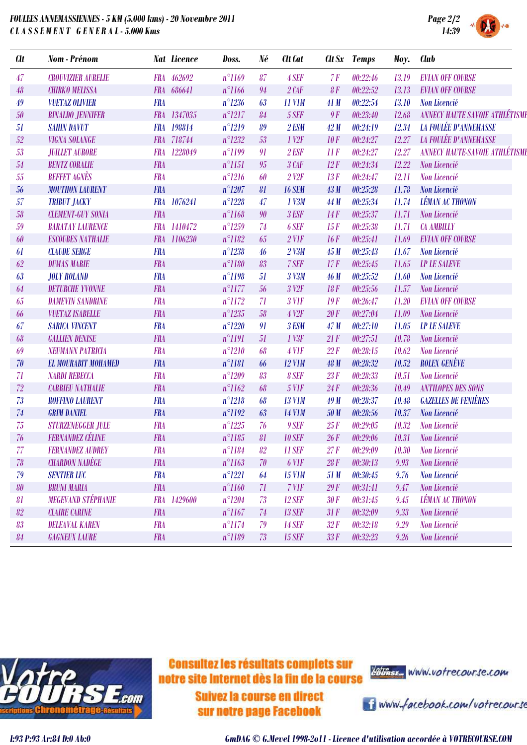FOULEES ANNEMASSIENNES - 5 KM (5.000 kms) - 20 Novembre 2011
CLASSEMENT GENERAL - 5.000 Kms

| Clt | Nom - Prénom | Nat | Licence | Doss. | Né | Clt Cat | Clt Sx | Temps | Moy. | Club |
|---|---|---|---|---|---|---|---|---|---|---|
| 47 | CROUVIZIER AURELIE | FRA | 462692 | n°1169 | 87 | 4 SEF | 7 F | 00:22:46 | 13.19 | EVIAN OFF COURSE |
| 48 | CHIBKO MELISSA | FRA | 686641 | n°1166 | 94 | 2 CAF | 8 F | 00:22:52 | 13.13 | EVIAN OFF COURSE |
| 49 | VUETAZ OLIVIER | FRA | | n°1236 | 63 | 11 V1M | 41 M | 00:22:54 | 13.10 | Non Licencié |
| 50 | RINALDO JENNIFER | FRA | 1347035 | n°1217 | 84 | 5 SEF | 9 F | 00:23:40 | 12.68 | ANNECY HAUTE SAVOIE ATHLÉTISME |
| 51 | SAHIN DAVUT | FRA | 198814 | n°1219 | 89 | 2 ESM | 42 M | 00:24:19 | 12.34 | LA FOULÉE D'ANNEMASSE |
| 52 | VIGNA SOLANGE | FRA | 718744 | n°1232 | 53 | 1 V2F | 10 F | 00:24:27 | 12.27 | LA FOULÉE D'ANNEMASSE |
| 53 | JUILLET AURORE | FRA | 1228049 | n°1199 | 91 | 2 ESF | 11 F | 00:24:27 | 12.27 | ANNECY HAUTE-SAVOIE ATHLÉTISME |
| 54 | BENTZ CORALIE | FRA | | n°1151 | 95 | 3 CAF | 12 F | 00:24:34 | 12.22 | Non Licencié |
| 55 | REFFET AGNÈS | FRA | | n°1216 | 60 | 2 V2F | 13 F | 00:24:47 | 12.11 | Non Licencié |
| 56 | MOUTHON LAURENT | FRA | | n°1207 | 81 | 16 SEM | 43 M | 00:25:28 | 11.78 | Non Licencié |
| 57 | TRIBUT JACKY | FRA | 1076241 | n°1228 | 47 | 1 V3M | 44 M | 00:25:34 | 11.74 | LÉMAN AC THONON |
| 58 | CLEMENT-GUY SONIA | FRA | | n°1168 | 90 | 3 ESF | 14 F | 00:25:37 | 11.71 | Non Licencié |
| 59 | BARATAY LAURENCE | FRA | 1410472 | n°1259 | 74 | 6 SEF | 15 F | 00:25:38 | 11.71 | CA AMBILLY |
| 60 | ESCOUBES NATHALIE | FRA | 1106230 | n°1182 | 65 | 2 V1F | 16 F | 00:25:41 | 11.69 | EVIAN OFF COURSE |
| 61 | CLAUDE SERGE | FRA | | n°1238 | 46 | 2 V3M | 45 M | 00:25:43 | 11.67 | Non Licencié |
| 62 | DUMAS MARIE | FRA | | n°1180 | 83 | 7 SEF | 17 F | 00:25:45 | 11.65 | LP LE SALEVE |
| 63 | JOLY ROLAND | FRA | | n°1198 | 51 | 3 V3M | 46 M | 00:25:52 | 11.60 | Non Licencié |
| 64 | DETURCHE YVONNE | FRA | | n°1177 | 56 | 3 V2F | 18 F | 00:25:56 | 11.57 | Non Licencié |
| 65 | DAMEVIN SANDRINE | FRA | | n°1172 | 71 | 3 V1F | 19 F | 00:26:47 | 11.20 | EVIAN OFF COURSE |
| 66 | VUETAZ ISABELLE | FRA | | n°1235 | 58 | 4 V2F | 20 F | 00:27:04 | 11.09 | Non Licencié |
| 67 | SARICA VINCENT | FRA | | n°1220 | 91 | 3 ESM | 47 M | 00:27:10 | 11.05 | LP LE SALEVE |
| 68 | GALLIEN DENISE | FRA | | n°1191 | 51 | 1 V3F | 21 F | 00:27:51 | 10.78 | Non Licencié |
| 69 | NEUMANN PATRICIA | FRA | | n°1210 | 68 | 4 V1F | 22 F | 00:28:15 | 10.62 | Non Licencié |
| 70 | EL MOURABIT MOHAMED | FRA | | n°1181 | 66 | 12 V1M | 48 M | 00:28:32 | 10.52 | ROLEX GENÈVE |
| 71 | NARDI REBECCA | FRA | | n°1209 | 83 | 8 SEF | 23 F | 00:28:33 | 10.51 | Non Licencié |
| 72 | CARRIEU NATHALIE | FRA | | n°1162 | 68 | 5 V1F | 24 F | 00:28:36 | 10.49 | ANTILOPES DES SONS |
| 73 | ROFFINO LAURENT | FRA | | n°1218 | 68 | 13 V1M | 49 M | 00:28:37 | 10.48 | GAZELLES DE FENIÈRES |
| 74 | GRIM DANIEL | FRA | | n°1192 | 63 | 14 V1M | 50 M | 00:28:56 | 10.37 | Non Licencié |
| 75 | STURZENEGGER JULE | FRA | | n°1225 | 76 | 9 SEF | 25 F | 00:29:05 | 10.32 | Non Licencié |
| 76 | FERNANDEZ CÉLINE | FRA | | n°1185 | 81 | 10 SEF | 26 F | 00:29:06 | 10.31 | Non Licencié |
| 77 | FERNANDEZ AUDREY | FRA | | n°1184 | 82 | 11 SEF | 27 F | 00:29:09 | 10.30 | Non Licencié |
| 78 | CHARDON NADÈGE | FRA | | n°1163 | 70 | 6 V1F | 28 F | 00:30:13 | 9.93 | Non Licencié |
| 79 | SENTIER LUC | FRA | | n°1221 | 64 | 15 V1M | 51 M | 00:30:45 | 9.76 | Non Licencié |
| 80 | BRUNI MARIA | FRA | | n°1160 | 71 | 7 V1F | 29 F | 00:31:41 | 9.47 | Non Licencié |
| 81 | MEGEVAND STÉPHANIE | FRA | 1429600 | n°1204 | 73 | 12 SEF | 30 F | 00:31:45 | 9.45 | LÉMAN AC THONON |
| 82 | CLAIRE CARINE | FRA | | n°1167 | 74 | 13 SEF | 31 F | 00:32:09 | 9.33 | Non Licencié |
| 83 | DELEAVAL KAREN | FRA | | n°1174 | 79 | 14 SEF | 32 F | 00:32:18 | 9.29 | Non Licencié |
| 84 | GAGNEUX LAURE | FRA | | n°1189 | 73 | 15 SEF | 33 F | 00:32:23 | 9.26 | Non Licencié |

Consultez les résultats complets sur notre site Internet dès la fin de la course

Suivez la course en direct sur notre page Facebook

www.votrecourse.com

www.facebook.com/votrecourse

I:93 P:93 Ar:84 D:0 Ab:0

GmDAG © G.Mevel 1998-2011 - Licence d'utilisation accordée à VOTRECOURSE.COM